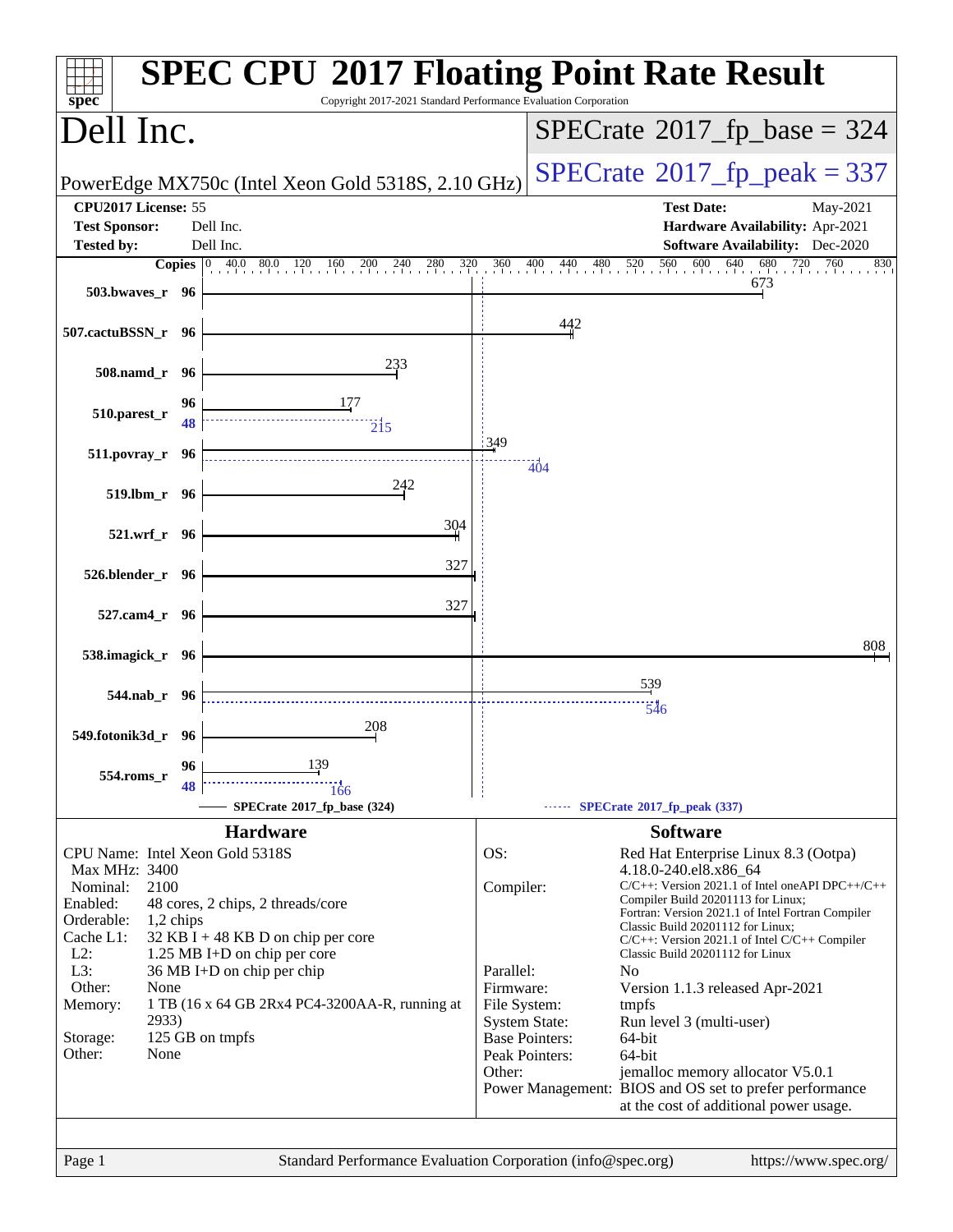# SPEC CPU 2017 Floating Point Rate Result

Copyright 2017-2021 Standard Performance Evaluation Corporation

## Dell Inc.

PowerEdge MX750c (Intel Xeon Gold 5318S, 2.10 GHz)

SPECrate 2017_fp_base = 324

SPECrate 2017_fp_peak = 337

| | | | |
|---|---|---|---|
| **CPU2017 License:** | 55 | **Test Date:** | May-2021 |
| **Test Sponsor:** | Dell Inc. | **Hardware Availability:** | Apr-2021 |
| **Tested by:** | Dell Inc. | **Software Availability:** | Dec-2020 |

| Benchmark | Copies | Base | Peak Copies | Peak |
|---|---|---|---|---|
| 503.bwaves_r | 96 | 673 | | |
| 507.cactuBSSN_r | 96 | 442 | | |
| 508.namd_r | 96 | 233 | | |
| 510.parest_r | 96 | 177 | 48 | 215 |
| 511.povray_r | 96 | 349 | 96 | 404 |
| 519.lbm_r | 96 | 242 | | |
| 521.wrf_r | 96 | 304 | | |
| 526.blender_r | 96 | 327 | | |
| 527.cam4_r | 96 | 327 | | |
| 538.imagick_r | 96 | 808 | | |
| 544.nab_r | 96 | 539 | 96 | 546 |
| 549.fotonik3d_r | 96 | 208 | | |
| 554.roms_r | 96 | 139 | 48 | 166 |

SPECrate 2017_fp_base (324) — SPECrate 2017_fp_peak (337)

### Hardware

| | |
|---|---|
| CPU Name: | Intel Xeon Gold 5318S |
| Max MHz: | 3400 |
| Nominal: | 2100 |
| Enabled: | 48 cores, 2 chips, 2 threads/core |
| Orderable: | 1,2 chips |
| Cache L1: | 32 KB I + 48 KB D on chip per core |
| L2: | 1.25 MB I+D on chip per core |
| L3: | 36 MB I+D on chip per chip |
| Other: | None |
| Memory: | 1 TB (16 x 64 GB 2Rx4 PC4-3200AA-R, running at 2933) |
| Storage: | 125 GB on tmpfs |
| Other: | None |

### Software

| | |
|---|---|
| OS: | Red Hat Enterprise Linux 8.3 (Ootpa) 4.18.0-240.el8.x86_64 |
| Compiler: | C/C++: Version 2021.1 of Intel oneAPI DPC++/C++ Compiler Build 20201113 for Linux; Fortran: Version 2021.1 of Intel Fortran Compiler Classic Build 20201112 for Linux; C/C++: Version 2021.1 of Intel C/C++ Compiler Classic Build 20201112 for Linux |
| Parallel: | No |
| Firmware: | Version 1.1.3 released Apr-2021 |
| File System: | tmpfs |
| System State: | Run level 3 (multi-user) |
| Base Pointers: | 64-bit |
| Peak Pointers: | 64-bit |
| Other: | jemalloc memory allocator V5.0.1 |
| Power Management: | BIOS and OS set to prefer performance at the cost of additional power usage. |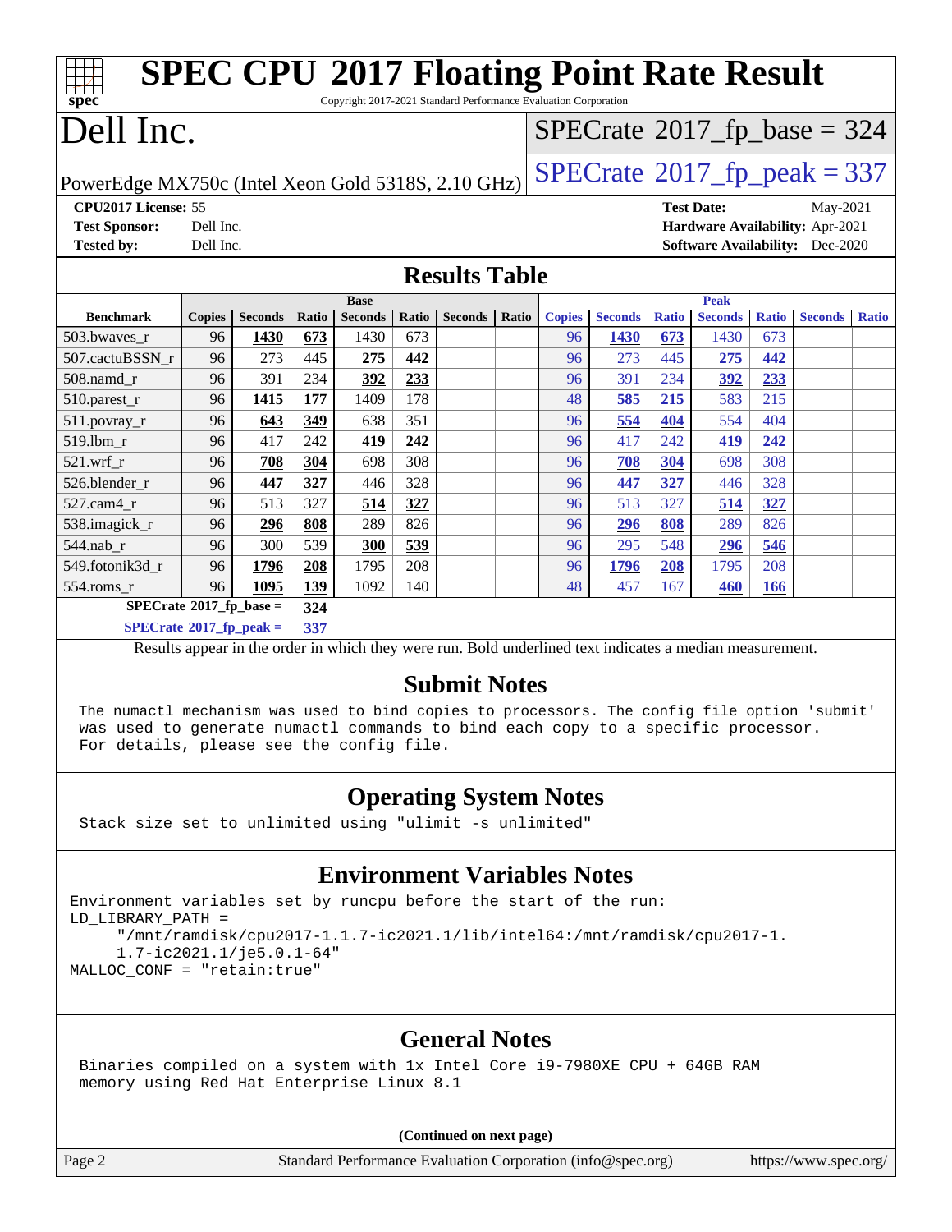# SPEC CPU 2017 Floating Point Rate Result

Copyright 2017-2021 Standard Performance Evaluation Corporation

# Dell Inc.

PowerEdge MX750c (Intel Xeon Gold 5318S, 2.10 GHz)

SPECrate 2017_fp_base = 324

SPECrate 2017_fp_peak = 337

**CPU2017 License:** 55
**Test Sponsor:** Dell Inc.
**Tested by:** Dell Inc.

**Test Date:** May-2021
**Hardware Availability:** Apr-2021
**Software Availability:** Dec-2020

## Results Table

| Benchmark | Base | | | | | | | Peak | | | | | | |
|---|---|---|---|---|---|---|---|---|---|---|---|---|---|---|
| | Copies | Seconds | Ratio | Seconds | Ratio | Seconds | Ratio | Copies | Seconds | Ratio | Seconds | Ratio | Seconds | Ratio |
| 503.bwaves_r | 96 | **1430** | **673** | 1430 | 673 | | | 96 | **1430** | **673** | 1430 | 673 | | |
| 507.cactuBSSN_r | 96 | 273 | 445 | **275** | **442** | | | 96 | 273 | 445 | **275** | **442** | | |
| 508.namd_r | 96 | 391 | 234 | **392** | **233** | | | 96 | 391 | 234 | **392** | **233** | | |
| 510.parest_r | 96 | **1415** | **177** | 1409 | 178 | | | 48 | **585** | **215** | 583 | 215 | | |
| 511.povray_r | 96 | **643** | **349** | 638 | 351 | | | 96 | **554** | **404** | 554 | 404 | | |
| 519.lbm_r | 96 | 417 | 242 | **419** | **242** | | | 96 | 417 | 242 | **419** | **242** | | |
| 521.wrf_r | 96 | **708** | **304** | 698 | 308 | | | 96 | **708** | **304** | 698 | 308 | | |
| 526.blender_r | 96 | **447** | **327** | 446 | 328 | | | 96 | **447** | **327** | 446 | 328 | | |
| 527.cam4_r | 96 | 513 | 327 | **514** | **327** | | | 96 | 513 | 327 | **514** | **327** | | |
| 538.imagick_r | 96 | **296** | **808** | 289 | 826 | | | 96 | **296** | **808** | 289 | 826 | | |
| 544.nab_r | 96 | 300 | 539 | **300** | **539** | | | 96 | 295 | 548 | **296** | **546** | | |
| 549.fotonik3d_r | 96 | **1796** | **208** | 1795 | 208 | | | 96 | **1796** | **208** | 1795 | 208 | | |
| 554.roms_r | 96 | **1095** | **139** | 1092 | 140 | | | 48 | 457 | 167 | **460** | **166** | | |

**SPECrate 2017_fp_base = 324**

**SPECrate 2017_fp_peak = 337**

Results appear in the order in which they were run. Bold underlined text indicates a median measurement.

## Submit Notes

The numactl mechanism was used to bind copies to processors. The config file option 'submit' was used to generate numactl commands to bind each copy to a specific processor. For details, please see the config file.

## Operating System Notes

Stack size set to unlimited using "ulimit -s unlimited"

## Environment Variables Notes

```
Environment variables set by runcpu before the start of the run:
LD_LIBRARY_PATH =
     "/mnt/ramdisk/cpu2017-1.1.7-ic2021.1/lib/intel64:/mnt/ramdisk/cpu2017-1.
     1.7-ic2021.1/je5.0.1-64"
MALLOC_CONF = "retain:true"
```

## General Notes

Binaries compiled on a system with 1x Intel Core i9-7980XE CPU + 64GB RAM memory using Red Hat Enterprise Linux 8.1

**(Continued on next page)**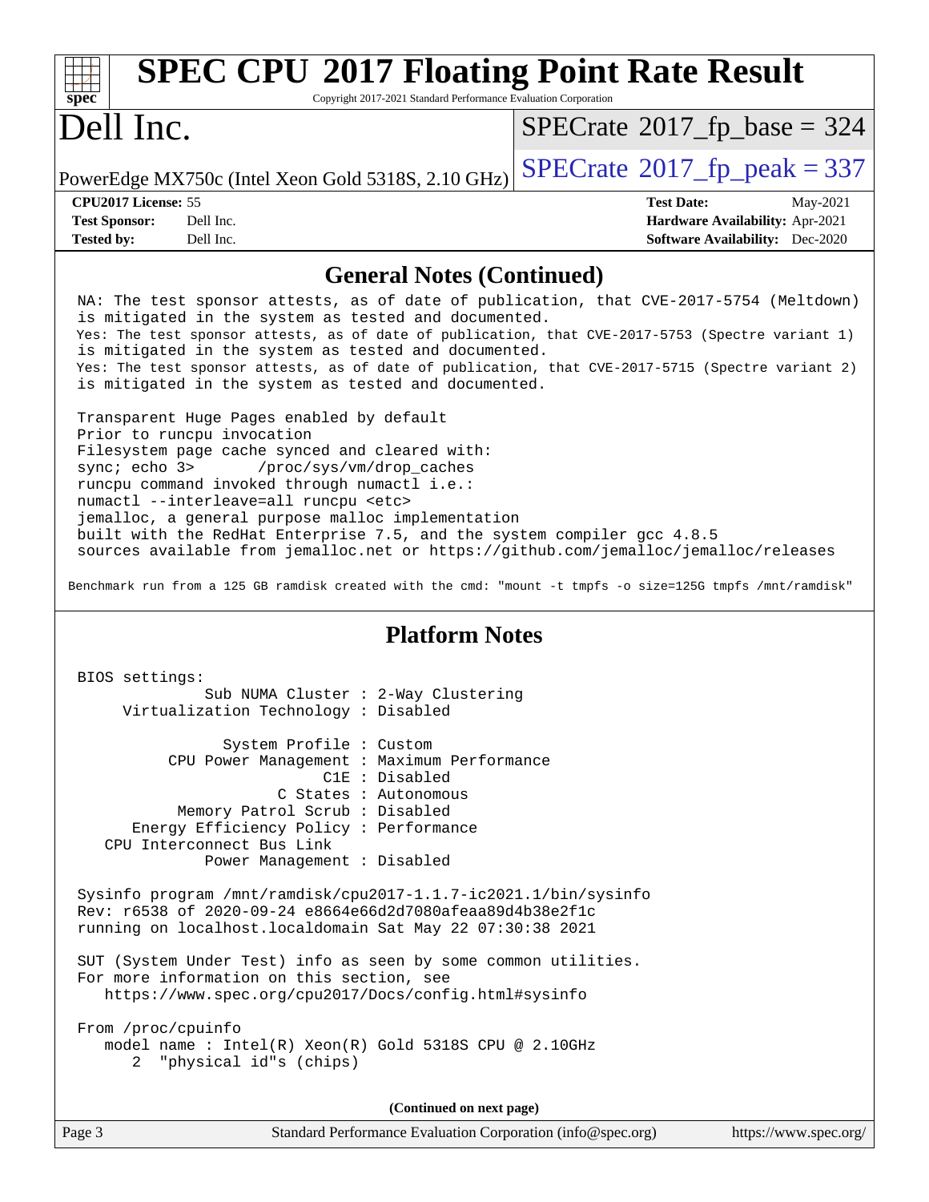# SPEC CPU 2017 Floating Point Rate Result

Copyright 2017-2021 Standard Performance Evaluation Corporation

# Dell Inc.

PowerEdge MX750c (Intel Xeon Gold 5318S, 2.10 GHz)

SPECrate 2017_fp_base = 324

SPECrate 2017_fp_peak = 337

| | | | |
|---|---|---|---|
| **CPU2017 License:** | 55 | **Test Date:** | May-2021 |
| **Test Sponsor:** | Dell Inc. | **Hardware Availability:** | Apr-2021 |
| **Tested by:** | Dell Inc. | **Software Availability:** | Dec-2020 |

## General Notes (Continued)

```
NA: The test sponsor attests, as of date of publication, that CVE-2017-5754 (Meltdown)
is mitigated in the system as tested and documented.
Yes: The test sponsor attests, as of date of publication, that CVE-2017-5753 (Spectre variant 1)
is mitigated in the system as tested and documented.
Yes: The test sponsor attests, as of date of publication, that CVE-2017-5715 (Spectre variant 2)
is mitigated in the system as tested and documented.

Transparent Huge Pages enabled by default
Prior to runcpu invocation
Filesystem page cache synced and cleared with:
sync; echo 3>       /proc/sys/vm/drop_caches
runcpu command invoked through numactl i.e.:
numactl --interleave=all runcpu <etc>
jemalloc, a general purpose malloc implementation
built with the RedHat Enterprise 7.5, and the system compiler gcc 4.8.5
sources available from jemalloc.net or https://github.com/jemalloc/jemalloc/releases

Benchmark run from a 125 GB ramdisk created with the cmd: "mount -t tmpfs -o size=125G tmpfs /mnt/ramdisk"
```

## Platform Notes

```
BIOS settings:
            Sub NUMA Cluster : 2-Way Clustering
    Virtualization Technology : Disabled

              System Profile : Custom
        CPU Power Management : Maximum Performance
                         C1E : Disabled
                    C States : Autonomous
          Memory Patrol Scrub : Disabled
     Energy Efficiency Policy : Performance
   CPU Interconnect Bus Link
            Power Management : Disabled

Sysinfo program /mnt/ramdisk/cpu2017-1.1.7-ic2021.1/bin/sysinfo
Rev: r6538 of 2020-09-24 e8664e66d2d7080afeaa89d4b38e2f1c
running on localhost.localdomain Sat May 22 07:30:38 2021

SUT (System Under Test) info as seen by some common utilities.
For more information on this section, see
   https://www.spec.org/cpu2017/Docs/config.html#sysinfo

From /proc/cpuinfo
   model name : Intel(R) Xeon(R) Gold 5318S CPU @ 2.10GHz
      2  "physical id"s (chips)
```

(Continued on next page)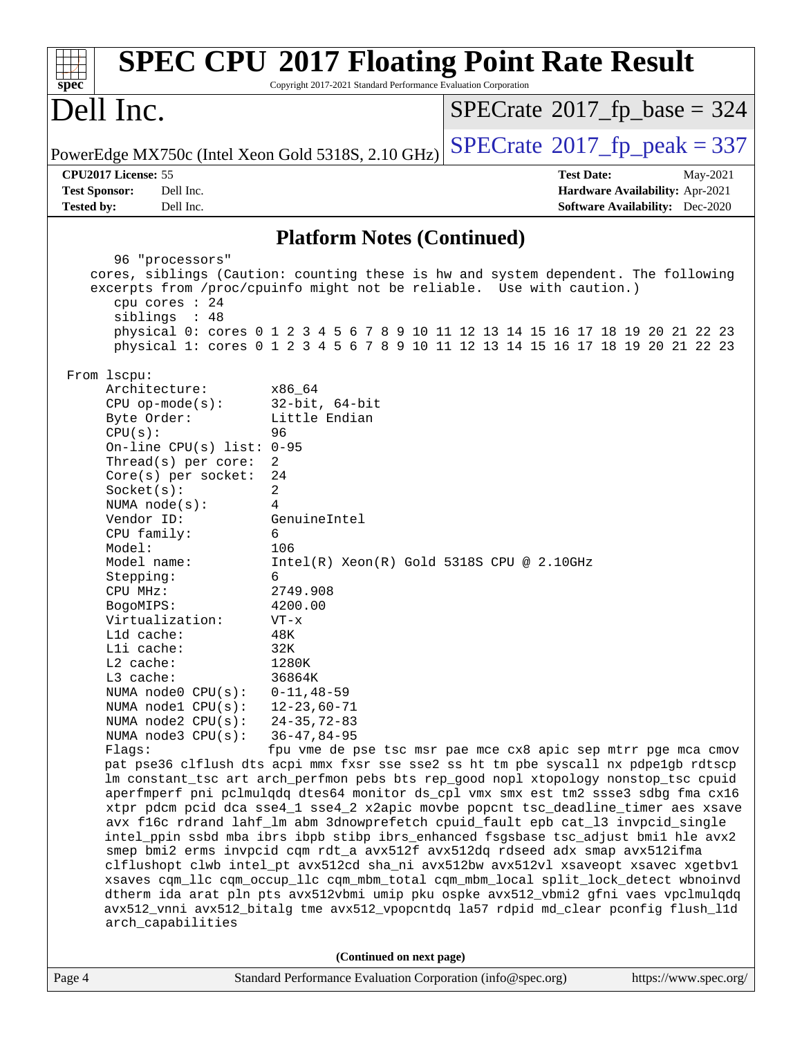## Platform Notes (Continued)

```
    96 "processors"
  cores, siblings (Caution: counting these is hw and system dependent. The following
  excerpts from /proc/cpuinfo might not be reliable.  Use with caution.)
    cpu cores : 24
    siblings  : 48
    physical 0: cores 0 1 2 3 4 5 6 7 8 9 10 11 12 13 14 15 16 17 18 19 20 21 22 23
    physical 1: cores 0 1 2 3 4 5 6 7 8 9 10 11 12 13 14 15 16 17 18 19 20 21 22 23

From lscpu:
    Architecture:        x86_64
    CPU op-mode(s):      32-bit, 64-bit
    Byte Order:          Little Endian
    CPU(s):              96
    On-line CPU(s) list: 0-95
    Thread(s) per core:  2
    Core(s) per socket:  24
    Socket(s):           2
    NUMA node(s):        4
    Vendor ID:           GenuineIntel
    CPU family:          6
    Model:               106
    Model name:          Intel(R) Xeon(R) Gold 5318S CPU @ 2.10GHz
    Stepping:            6
    CPU MHz:             2749.908
    BogoMIPS:            4200.00
    Virtualization:      VT-x
    L1d cache:           48K
    L1i cache:           32K
    L2 cache:            1280K
    L3 cache:            36864K
    NUMA node0 CPU(s):   0-11,48-59
    NUMA node1 CPU(s):   12-23,60-71
    NUMA node2 CPU(s):   24-35,72-83
    NUMA node3 CPU(s):   36-47,84-95
    Flags:               fpu vme de pse tsc msr pae mce cx8 apic sep mtrr pge mca cmov
    pat pse36 clflush dts acpi mmx fxsr sse sse2 ss ht tm pbe syscall nx pdpe1gb rdtscp
    lm constant_tsc art arch_perfmon pebs bts rep_good nopl xtopology nonstop_tsc cpuid
    aperfmperf pni pclmulqdq dtes64 monitor ds_cpl vmx smx est tm2 ssse3 sdbg fma cx16
    xtpr pdcm pcid dca sse4_1 sse4_2 x2apic movbe popcnt tsc_deadline_timer aes xsave
    avx f16c rdrand lahf_lm abm 3dnowprefetch cpuid_fault epb cat_l3 invpcid_single
    intel_ppin ssbd mba ibrs ibpb stibp ibrs_enhanced fsgsbase tsc_adjust bmi1 hle avx2
    smep bmi2 erms invpcid cqm rdt_a avx512f avx512dq rdseed adx smap avx512ifma
    clflushopt clwb intel_pt avx512cd sha_ni avx512bw avx512vl xsaveopt xsavec xgetbv1
    xsaves cqm_llc cqm_occup_llc cqm_mbm_total cqm_mbm_local split_lock_detect wbnoinvd
    dtherm ida arat pln pts avx512vbmi umip pku ospke avx512_vbmi2 gfni vaes vpclmulqdq
    avx512_vnni avx512_bitalg tme avx512_vpopcntdq la57 rdpid md_clear pconfig flush_l1d
    arch_capabilities
```

(Continued on next page)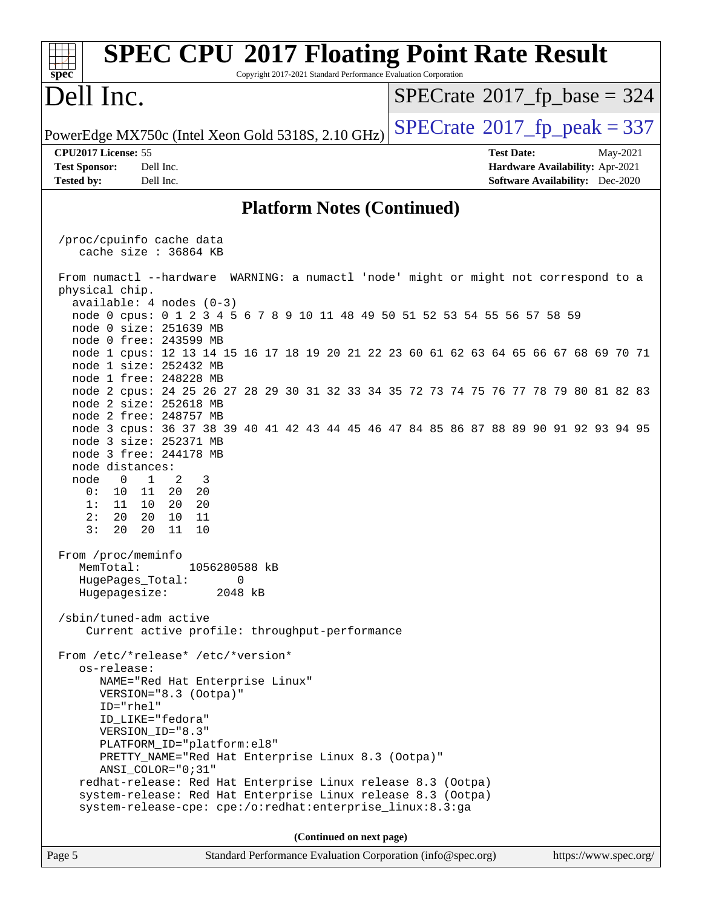## Platform Notes (Continued)

```
/proc/cpuinfo cache data
   cache size : 36864 KB

From numactl --hardware  WARNING: a numactl 'node' might or might not correspond to a
physical chip.
  available: 4 nodes (0-3)
  node 0 cpus: 0 1 2 3 4 5 6 7 8 9 10 11 48 49 50 51 52 53 54 55 56 57 58 59
  node 0 size: 251639 MB
  node 0 free: 243599 MB
  node 1 cpus: 12 13 14 15 16 17 18 19 20 21 22 23 60 61 62 63 64 65 66 67 68 69 70 71
  node 1 size: 252432 MB
  node 1 free: 248228 MB
  node 2 cpus: 24 25 26 27 28 29 30 31 32 33 34 35 72 73 74 75 76 77 78 79 80 81 82 83
  node 2 size: 252618 MB
  node 2 free: 248757 MB
  node 3 cpus: 36 37 38 39 40 41 42 43 44 45 46 47 84 85 86 87 88 89 90 91 92 93 94 95
  node 3 size: 252371 MB
  node 3 free: 244178 MB
  node distances:
  node   0   1   2   3
    0:  10  11  20  20
    1:  11  10  20  20
    2:  20  20  10  11
    3:  20  20  11  10

From /proc/meminfo
   MemTotal:       1056280588 kB
   HugePages_Total:       0
   Hugepagesize:       2048 kB

/sbin/tuned-adm active
    Current active profile: throughput-performance

From /etc/*release* /etc/*version*
   os-release:
      NAME="Red Hat Enterprise Linux"
      VERSION="8.3 (Ootpa)"
      ID="rhel"
      ID_LIKE="fedora"
      VERSION_ID="8.3"
      PLATFORM_ID="platform:el8"
      PRETTY_NAME="Red Hat Enterprise Linux 8.3 (Ootpa)"
      ANSI_COLOR="0;31"
   redhat-release: Red Hat Enterprise Linux release 8.3 (Ootpa)
   system-release: Red Hat Enterprise Linux release 8.3 (Ootpa)
   system-release-cpe: cpe:/o:redhat:enterprise_linux:8.3:ga
```

**(Continued on next page)**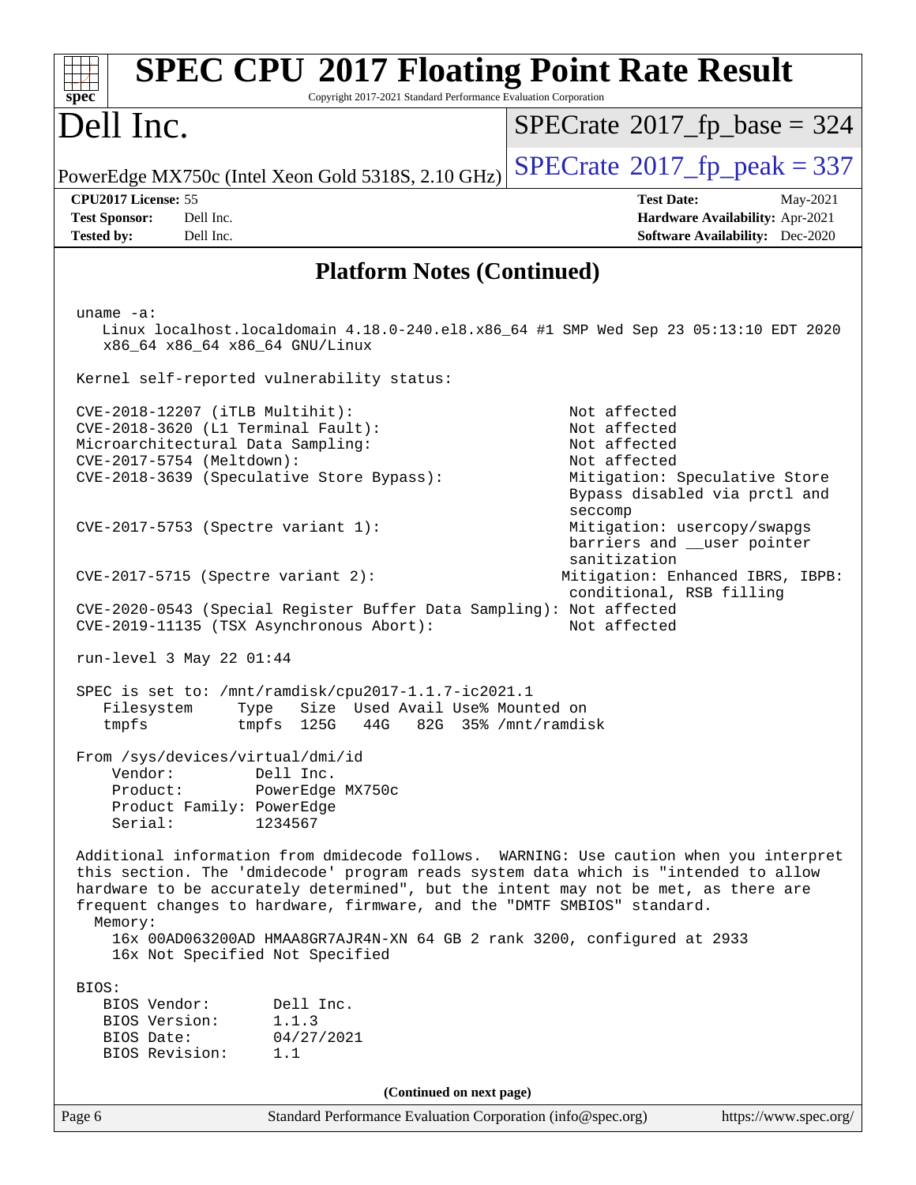# SPEC CPU 2017 Floating Point Rate Result

Copyright 2017-2021 Standard Performance Evaluation Corporation

## Dell Inc.

PowerEdge MX750c (Intel Xeon Gold 5318S, 2.10 GHz)

SPECrate 2017_fp_base = 324

SPECrate 2017_fp_peak = 337

**CPU2017 License:** 55
**Test Sponsor:** Dell Inc.
**Tested by:** Dell Inc.

**Test Date:** May-2021
**Hardware Availability:** Apr-2021
**Software Availability:** Dec-2020

## Platform Notes (Continued)

```
 uname -a:
    Linux localhost.localdomain 4.18.0-240.el8.x86_64 #1 SMP Wed Sep 23 05:13:10 EDT 2020
    x86_64 x86_64 x86_64 GNU/Linux

 Kernel self-reported vulnerability status:

 CVE-2018-12207 (iTLB Multihit):                          Not affected
 CVE-2018-3620 (L1 Terminal Fault):                       Not affected
 Microarchitectural Data Sampling:                        Not affected
 CVE-2017-5754 (Meltdown):                                Not affected
 CVE-2018-3639 (Speculative Store Bypass):                Mitigation: Speculative Store
                                                          Bypass disabled via prctl and
                                                          seccomp
 CVE-2017-5753 (Spectre variant 1):                       Mitigation: usercopy/swapgs
                                                          barriers and __user pointer
                                                          sanitization
 CVE-2017-5715 (Spectre variant 2):                      Mitigation: Enhanced IBRS, IBPB:
                                                          conditional, RSB filling
 CVE-2020-0543 (Special Register Buffer Data Sampling): Not affected
 CVE-2019-11135 (TSX Asynchronous Abort):                 Not affected

 run-level 3 May 22 01:44

 SPEC is set to: /mnt/ramdisk/cpu2017-1.1.7-ic2021.1
    Filesystem     Type   Size  Used Avail Use% Mounted on
    tmpfs          tmpfs  125G   44G   82G  35% /mnt/ramdisk

 From /sys/devices/virtual/dmi/id
     Vendor:         Dell Inc.
     Product:        PowerEdge MX750c
     Product Family: PowerEdge
     Serial:         1234567

 Additional information from dmidecode follows.  WARNING: Use caution when you interpret
 this section. The 'dmidecode' program reads system data which is "intended to allow
 hardware to be accurately determined", but the intent may not be met, as there are
 frequent changes to hardware, firmware, and the "DMTF SMBIOS" standard.
   Memory:
     16x 00AD063200AD HMAA8GR7AJR4N-XN 64 GB 2 rank 3200, configured at 2933
     16x Not Specified Not Specified

 BIOS:
    BIOS Vendor:       Dell Inc.
    BIOS Version:      1.1.3
    BIOS Date:         04/27/2021
    BIOS Revision:     1.1
```

(Continued on next page)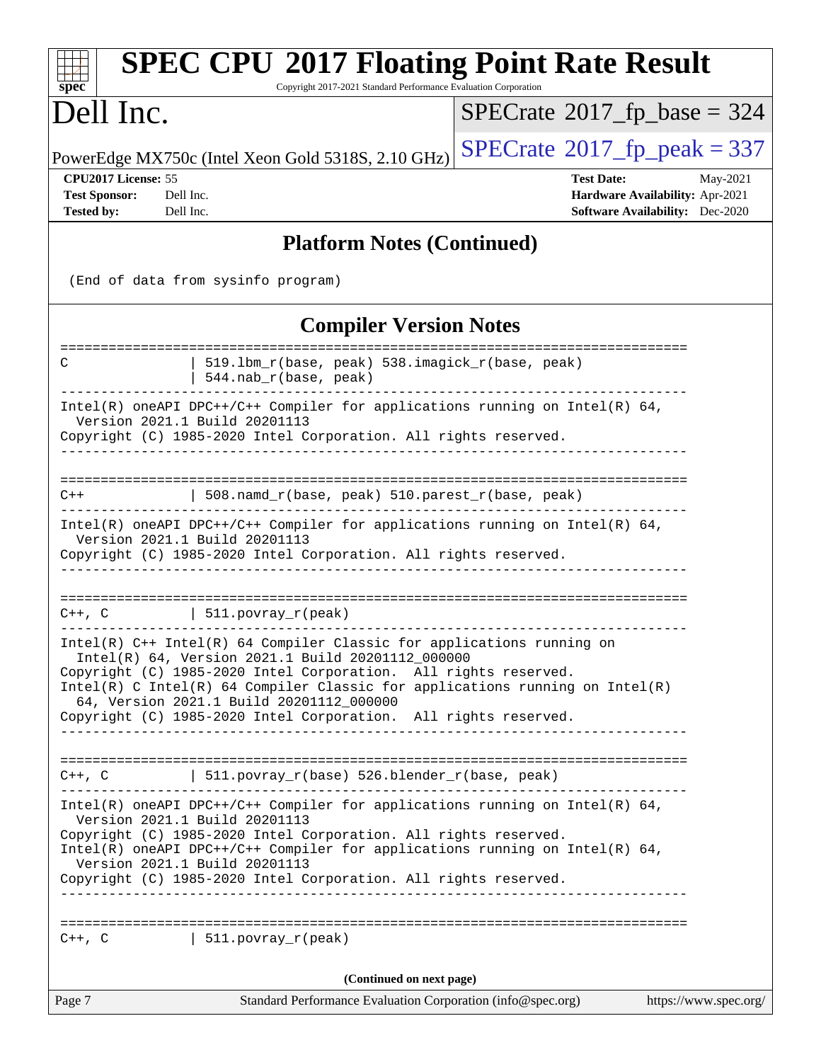## Platform Notes (Continued)

```
(End of data from sysinfo program)
```

## Compiler Version Notes

```
==============================================================================
C                | 519.lbm_r(base, peak) 538.imagick_r(base, peak)
                 | 544.nab_r(base, peak)
------------------------------------------------------------------------------
Intel(R) oneAPI DPC++/C++ Compiler for applications running on Intel(R) 64,
  Version 2021.1 Build 20201113
Copyright (C) 1985-2020 Intel Corporation. All rights reserved.
------------------------------------------------------------------------------

==============================================================================
C++              | 508.namd_r(base, peak) 510.parest_r(base, peak)
------------------------------------------------------------------------------
Intel(R) oneAPI DPC++/C++ Compiler for applications running on Intel(R) 64,
  Version 2021.1 Build 20201113
Copyright (C) 1985-2020 Intel Corporation. All rights reserved.
------------------------------------------------------------------------------

==============================================================================
C++, C           | 511.povray_r(peak)
------------------------------------------------------------------------------
Intel(R) C++ Intel(R) 64 Compiler Classic for applications running on
  Intel(R) 64, Version 2021.1 Build 20201112_000000
Copyright (C) 1985-2020 Intel Corporation.  All rights reserved.
Intel(R) C Intel(R) 64 Compiler Classic for applications running on Intel(R)
  64, Version 2021.1 Build 20201112_000000
Copyright (C) 1985-2020 Intel Corporation.  All rights reserved.
------------------------------------------------------------------------------

==============================================================================
C++, C           | 511.povray_r(base) 526.blender_r(base, peak)
------------------------------------------------------------------------------
Intel(R) oneAPI DPC++/C++ Compiler for applications running on Intel(R) 64,
  Version 2021.1 Build 20201113
Copyright (C) 1985-2020 Intel Corporation. All rights reserved.
Intel(R) oneAPI DPC++/C++ Compiler for applications running on Intel(R) 64,
  Version 2021.1 Build 20201113
Copyright (C) 1985-2020 Intel Corporation. All rights reserved.
------------------------------------------------------------------------------

==============================================================================
C++, C           | 511.povray_r(peak)
```

(Continued on next page)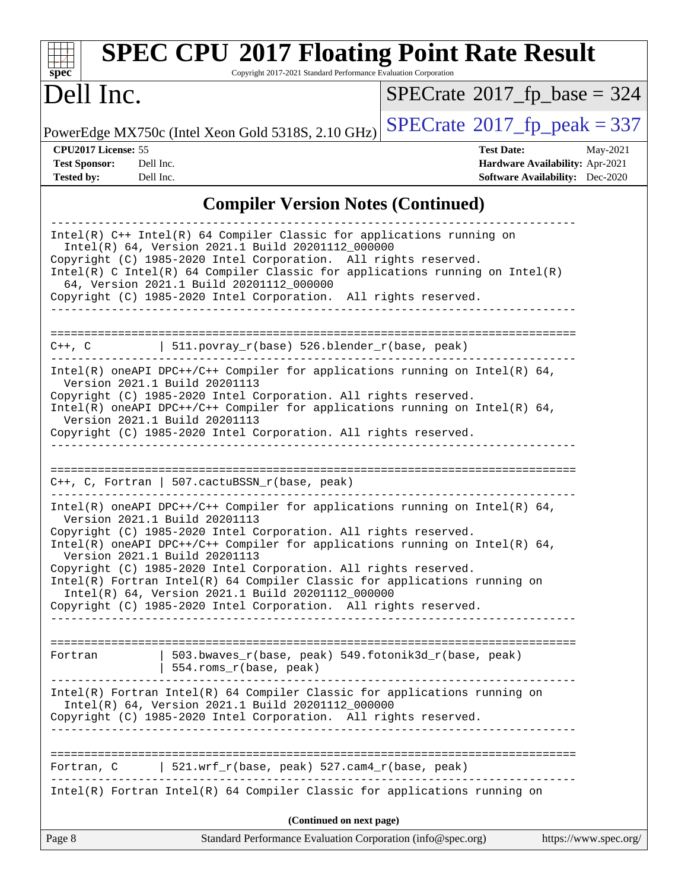# SPEC CPU 2017 Floating Point Rate Result

Copyright 2017-2021 Standard Performance Evaluation Corporation

## Dell Inc.

PowerEdge MX750c (Intel Xeon Gold 5318S, 2.10 GHz)

SPECrate 2017_fp_base = 324

SPECrate 2017_fp_peak = 337

**CPU2017 License:** 55
**Test Sponsor:** Dell Inc.
**Tested by:** Dell Inc.

**Test Date:** May-2021
**Hardware Availability:** Apr-2021
**Software Availability:** Dec-2020

## Compiler Version Notes (Continued)

```
------------------------------------------------------------------------------
Intel(R) C++ Intel(R) 64 Compiler Classic for applications running on
  Intel(R) 64, Version 2021.1 Build 20201112_000000
Copyright (C) 1985-2020 Intel Corporation.  All rights reserved.
Intel(R) C Intel(R) 64 Compiler Classic for applications running on Intel(R)
  64, Version 2021.1 Build 20201112_000000
Copyright (C) 1985-2020 Intel Corporation.  All rights reserved.
------------------------------------------------------------------------------

==============================================================================
C++, C          | 511.povray_r(base) 526.blender_r(base, peak)
------------------------------------------------------------------------------
Intel(R) oneAPI DPC++/C++ Compiler for applications running on Intel(R) 64,
  Version 2021.1 Build 20201113
Copyright (C) 1985-2020 Intel Corporation. All rights reserved.
Intel(R) oneAPI DPC++/C++ Compiler for applications running on Intel(R) 64,
  Version 2021.1 Build 20201113
Copyright (C) 1985-2020 Intel Corporation. All rights reserved.
------------------------------------------------------------------------------

==============================================================================
C++, C, Fortran | 507.cactuBSSN_r(base, peak)
------------------------------------------------------------------------------
Intel(R) oneAPI DPC++/C++ Compiler for applications running on Intel(R) 64,
  Version 2021.1 Build 20201113
Copyright (C) 1985-2020 Intel Corporation. All rights reserved.
Intel(R) oneAPI DPC++/C++ Compiler for applications running on Intel(R) 64,
  Version 2021.1 Build 20201113
Copyright (C) 1985-2020 Intel Corporation. All rights reserved.
Intel(R) Fortran Intel(R) 64 Compiler Classic for applications running on
  Intel(R) 64, Version 2021.1 Build 20201112_000000
Copyright (C) 1985-2020 Intel Corporation.  All rights reserved.
------------------------------------------------------------------------------

==============================================================================
Fortran         | 503.bwaves_r(base, peak) 549.fotonik3d_r(base, peak)
                | 554.roms_r(base, peak)
------------------------------------------------------------------------------
Intel(R) Fortran Intel(R) 64 Compiler Classic for applications running on
  Intel(R) 64, Version 2021.1 Build 20201112_000000
Copyright (C) 1985-2020 Intel Corporation.  All rights reserved.
------------------------------------------------------------------------------

==============================================================================
Fortran, C      | 521.wrf_r(base, peak) 527.cam4_r(base, peak)
------------------------------------------------------------------------------
Intel(R) Fortran Intel(R) 64 Compiler Classic for applications running on
```

**(Continued on next page)**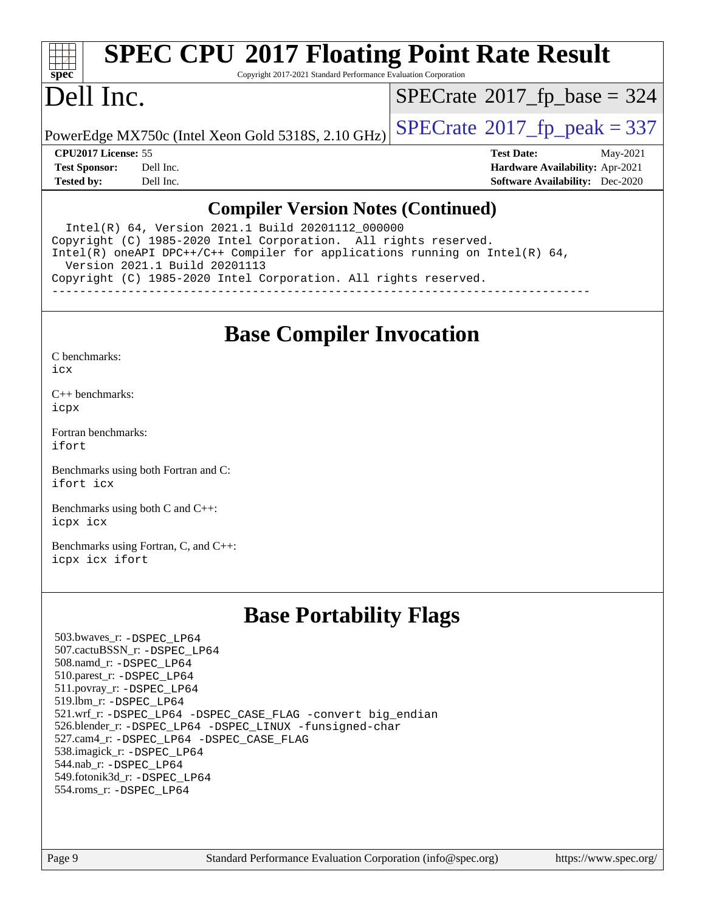## Compiler Version Notes (Continued)

```
  Intel(R) 64, Version 2021.1 Build 20201112_000000
Copyright (C) 1985-2020 Intel Corporation.  All rights reserved.
Intel(R) oneAPI DPC++/C++ Compiler for applications running on Intel(R) 64,
  Version 2021.1 Build 20201113
Copyright (C) 1985-2020 Intel Corporation. All rights reserved.
------------------------------------------------------------------------------
```

## Base Compiler Invocation

C benchmarks:
icx

C++ benchmarks:
icpx

Fortran benchmarks:
ifort

Benchmarks using both Fortran and C:
ifort icx

Benchmarks using both C and C++:
icpx icx

Benchmarks using Fortran, C, and C++:
icpx icx ifort

## Base Portability Flags

503.bwaves_r: -DSPEC_LP64
507.cactuBSSN_r: -DSPEC_LP64
508.namd_r: -DSPEC_LP64
510.parest_r: -DSPEC_LP64
511.povray_r: -DSPEC_LP64
519.lbm_r: -DSPEC_LP64
521.wrf_r: -DSPEC_LP64 -DSPEC_CASE_FLAG -convert big_endian
526.blender_r: -DSPEC_LP64 -DSPEC_LINUX -funsigned-char
527.cam4_r: -DSPEC_LP64 -DSPEC_CASE_FLAG
538.imagick_r: -DSPEC_LP64
544.nab_r: -DSPEC_LP64
549.fotonik3d_r: -DSPEC_LP64
554.roms_r: -DSPEC_LP64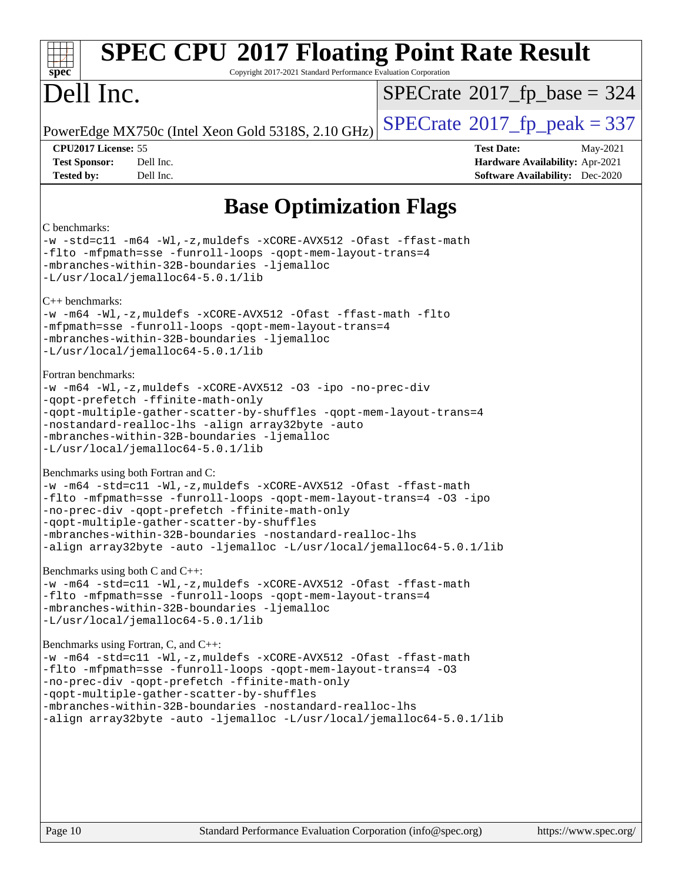# SPEC CPU 2017 Floating Point Rate Result

Copyright 2017-2021 Standard Performance Evaluation Corporation

# Dell Inc.

PowerEdge MX750c (Intel Xeon Gold 5318S, 2.10 GHz)

SPECrate 2017_fp_base = 324

SPECrate 2017_fp_peak = 337

**CPU2017 License:** 55
**Test Sponsor:** Dell Inc.
**Tested by:** Dell Inc.

**Test Date:** May-2021
**Hardware Availability:** Apr-2021
**Software Availability:** Dec-2020

## Base Optimization Flags

C benchmarks:

```
-w -std=c11 -m64 -Wl,-z,muldefs -xCORE-AVX512 -Ofast -ffast-math
-flto -mfpmath=sse -funroll-loops -qopt-mem-layout-trans=4
-mbranches-within-32B-boundaries -ljemalloc
-L/usr/local/jemalloc64-5.0.1/lib
```

C++ benchmarks:

```
-w -m64 -Wl,-z,muldefs -xCORE-AVX512 -Ofast -ffast-math -flto
-mfpmath=sse -funroll-loops -qopt-mem-layout-trans=4
-mbranches-within-32B-boundaries -ljemalloc
-L/usr/local/jemalloc64-5.0.1/lib
```

Fortran benchmarks:

```
-w -m64 -Wl,-z,muldefs -xCORE-AVX512 -O3 -ipo -no-prec-div
-qopt-prefetch -ffinite-math-only
-qopt-multiple-gather-scatter-by-shuffles -qopt-mem-layout-trans=4
-nostandard-realloc-lhs -align array32byte -auto
-mbranches-within-32B-boundaries -ljemalloc
-L/usr/local/jemalloc64-5.0.1/lib
```

Benchmarks using both Fortran and C:

```
-w -m64 -std=c11 -Wl,-z,muldefs -xCORE-AVX512 -Ofast -ffast-math
-flto -mfpmath=sse -funroll-loops -qopt-mem-layout-trans=4 -O3 -ipo
-no-prec-div -qopt-prefetch -ffinite-math-only
-qopt-multiple-gather-scatter-by-shuffles
-mbranches-within-32B-boundaries -nostandard-realloc-lhs
-align array32byte -auto -ljemalloc -L/usr/local/jemalloc64-5.0.1/lib
```

Benchmarks using both C and C++:

```
-w -m64 -std=c11 -Wl,-z,muldefs -xCORE-AVX512 -Ofast -ffast-math
-flto -mfpmath=sse -funroll-loops -qopt-mem-layout-trans=4
-mbranches-within-32B-boundaries -ljemalloc
-L/usr/local/jemalloc64-5.0.1/lib
```

Benchmarks using Fortran, C, and C++:

```
-w -m64 -std=c11 -Wl,-z,muldefs -xCORE-AVX512 -Ofast -ffast-math
-flto -mfpmath=sse -funroll-loops -qopt-mem-layout-trans=4 -O3
-no-prec-div -qopt-prefetch -ffinite-math-only
-qopt-multiple-gather-scatter-by-shuffles
-mbranches-within-32B-boundaries -nostandard-realloc-lhs
-align array32byte -auto -ljemalloc -L/usr/local/jemalloc64-5.0.1/lib
```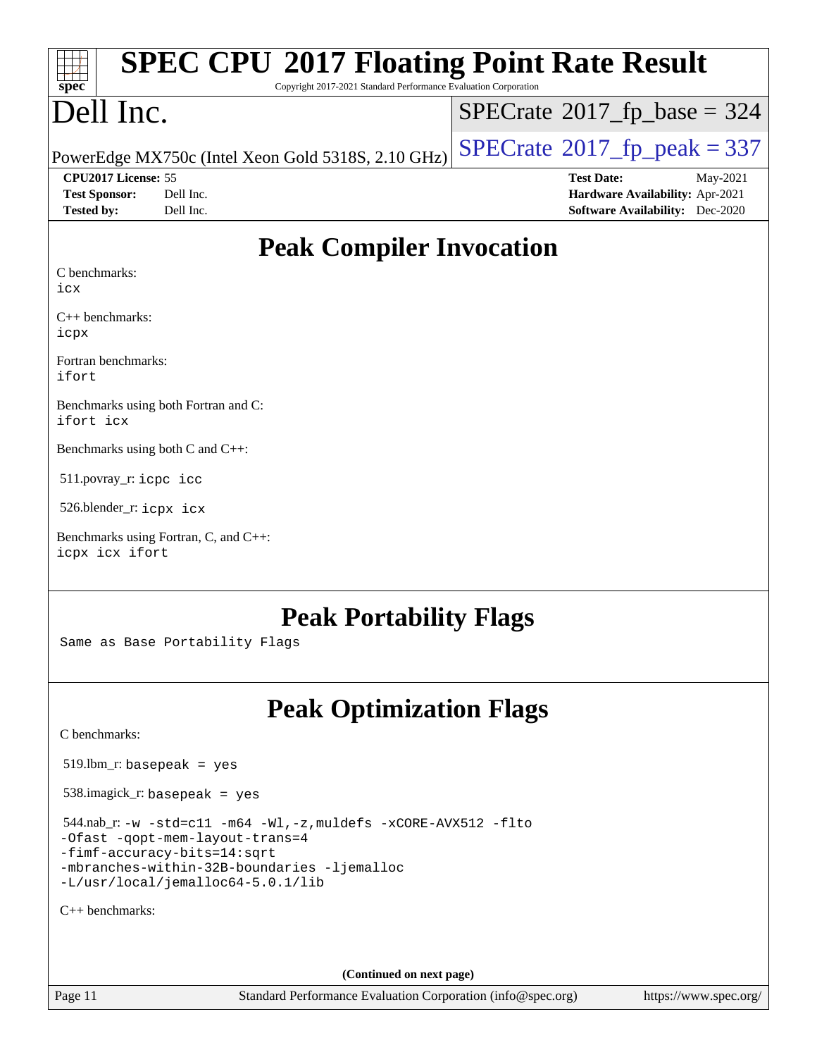# SPEC CPU 2017 Floating Point Rate Result

Copyright 2017-2021 Standard Performance Evaluation Corporation

# Dell Inc.

PowerEdge MX750c (Intel Xeon Gold 5318S, 2.10 GHz)

SPECrate 2017_fp_base = 324

SPECrate 2017_fp_peak = 337

**CPU2017 License:** 55
**Test Sponsor:** Dell Inc.
**Tested by:** Dell Inc.

**Test Date:** May-2021
**Hardware Availability:** Apr-2021
**Software Availability:** Dec-2020

## Peak Compiler Invocation

C benchmarks:
`icx`

C++ benchmarks:
`icpx`

Fortran benchmarks:
`ifort`

Benchmarks using both Fortran and C:
`ifort icx`

Benchmarks using both C and C++:

511.povray_r: `icpc icc`

526.blender_r: `icpx icx`

Benchmarks using Fortran, C, and C++:
`icpx icx ifort`

## Peak Portability Flags

Same as Base Portability Flags

## Peak Optimization Flags

C benchmarks:

519.lbm_r: `basepeak = yes`

538.imagick_r: `basepeak = yes`

544.nab_r: `-w -std=c11 -m64 -Wl,-z,muldefs -xCORE-AVX512 -flto -Ofast -qopt-mem-layout-trans=4 -fimf-accuracy-bits=14:sqrt -mbranches-within-32B-boundaries -ljemalloc -L/usr/local/jemalloc64-5.0.1/lib`

C++ benchmarks:

(Continued on next page)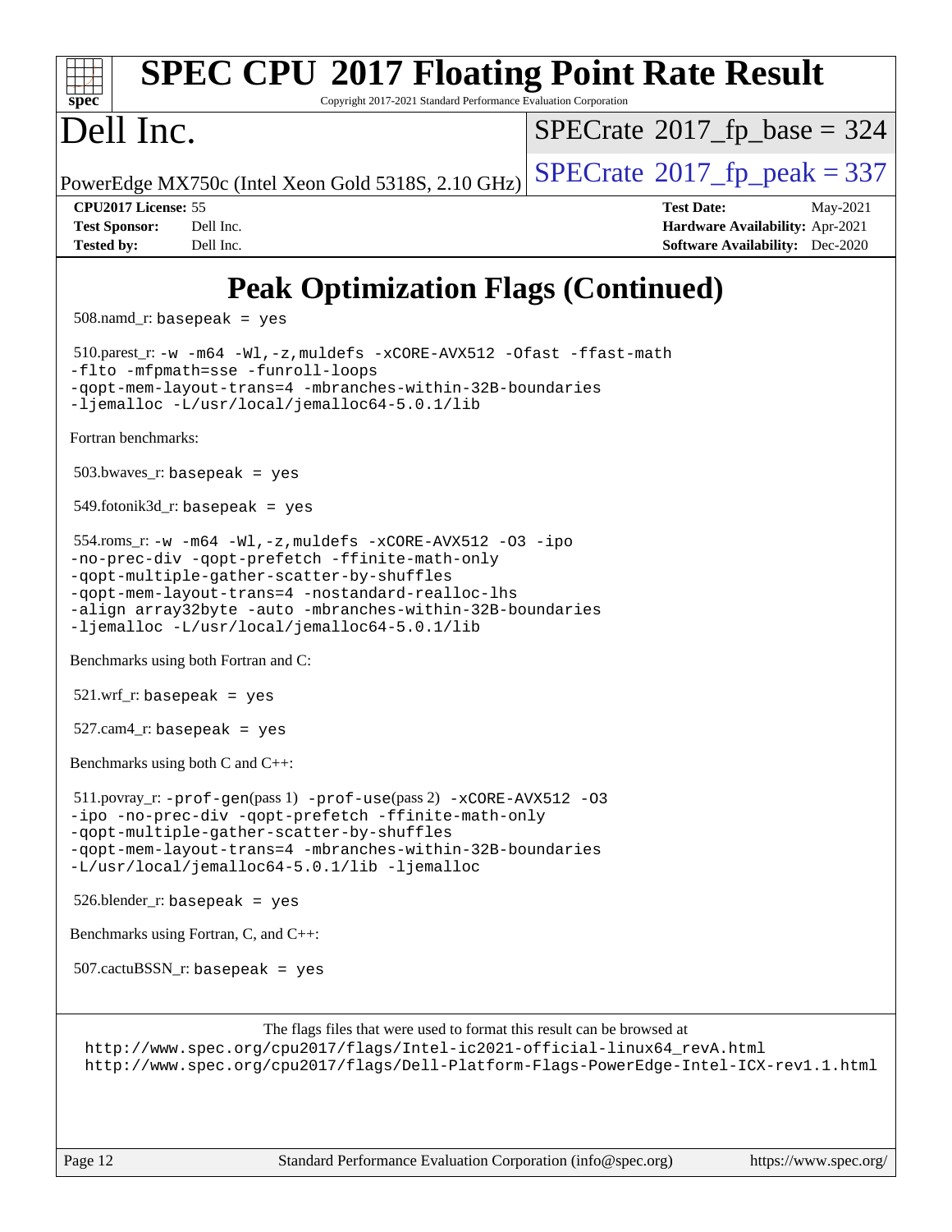# SPEC CPU 2017 Floating Point Rate Result

Copyright 2017-2021 Standard Performance Evaluation Corporation

# Dell Inc.

PowerEdge MX750c (Intel Xeon Gold 5318S, 2.10 GHz)

SPECrate 2017_fp_base = 324

SPECrate 2017_fp_peak = 337

| | | | |
|---|---|---|---|
| **CPU2017 License:** | 55 | **Test Date:** | May-2021 |
| **Test Sponsor:** | Dell Inc. | **Hardware Availability:** | Apr-2021 |
| **Tested by:** | Dell Inc. | **Software Availability:** | Dec-2020 |

## Peak Optimization Flags (Continued)

508.namd_r: `basepeak = yes`

510.parest_r: `-w -m64 -Wl,-z,muldefs -xCORE-AVX512 -Ofast -ffast-math -flto -mfpmath=sse -funroll-loops -qopt-mem-layout-trans=4 -mbranches-within-32B-boundaries -ljemalloc -L/usr/local/jemalloc64-5.0.1/lib`

Fortran benchmarks:

503.bwaves_r: `basepeak = yes`

549.fotonik3d_r: `basepeak = yes`

554.roms_r: `-w -m64 -Wl,-z,muldefs -xCORE-AVX512 -O3 -ipo -no-prec-div -qopt-prefetch -ffinite-math-only -qopt-multiple-gather-scatter-by-shuffles -qopt-mem-layout-trans=4 -nostandard-realloc-lhs -align array32byte -auto -mbranches-within-32B-boundaries -ljemalloc -L/usr/local/jemalloc64-5.0.1/lib`

Benchmarks using both Fortran and C:

521.wrf_r: `basepeak = yes`

527.cam4_r: `basepeak = yes`

Benchmarks using both C and C++:

511.povray_r: `-prof-gen`(pass 1) `-prof-use`(pass 2) `-xCORE-AVX512 -O3 -ipo -no-prec-div -qopt-prefetch -ffinite-math-only -qopt-multiple-gather-scatter-by-shuffles -qopt-mem-layout-trans=4 -mbranches-within-32B-boundaries -L/usr/local/jemalloc64-5.0.1/lib -ljemalloc`

526.blender_r: `basepeak = yes`

Benchmarks using Fortran, C, and C++:

507.cactuBSSN_r: `basepeak = yes`

The flags files that were used to format this result can be browsed at
http://www.spec.org/cpu2017/flags/Intel-ic2021-official-linux64_revA.html
http://www.spec.org/cpu2017/flags/Dell-Platform-Flags-PowerEdge-Intel-ICX-rev1.1.html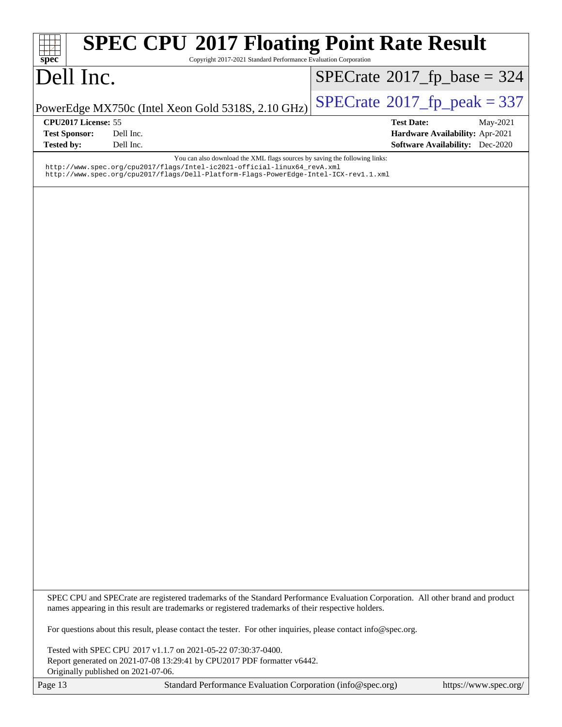# SPEC CPU 2017 Floating Point Rate Result

Copyright 2017-2021 Standard Performance Evaluation Corporation

# Dell Inc.

PowerEdge MX750c (Intel Xeon Gold 5318S, 2.10 GHz)

SPECrate 2017_fp_base = 324

SPECrate 2017_fp_peak = 337

**CPU2017 License:** 55
**Test Sponsor:** Dell Inc.
**Tested by:** Dell Inc.

**Test Date:** May-2021
**Hardware Availability:** Apr-2021
**Software Availability:** Dec-2020

You can also download the XML flags sources by saving the following links:
http://www.spec.org/cpu2017/flags/Intel-ic2021-official-linux64_revA.xml
http://www.spec.org/cpu2017/flags/Dell-Platform-Flags-PowerEdge-Intel-ICX-rev1.1.xml

SPEC CPU and SPECrate are registered trademarks of the Standard Performance Evaluation Corporation. All other brand and product names appearing in this result are trademarks or registered trademarks of their respective holders.

For questions about this result, please contact the tester. For other inquiries, please contact info@spec.org.

Tested with SPEC CPU 2017 v1.1.7 on 2021-05-22 07:30:37-0400.
Report generated on 2021-07-08 13:29:41 by CPU2017 PDF formatter v6442.
Originally published on 2021-07-06.